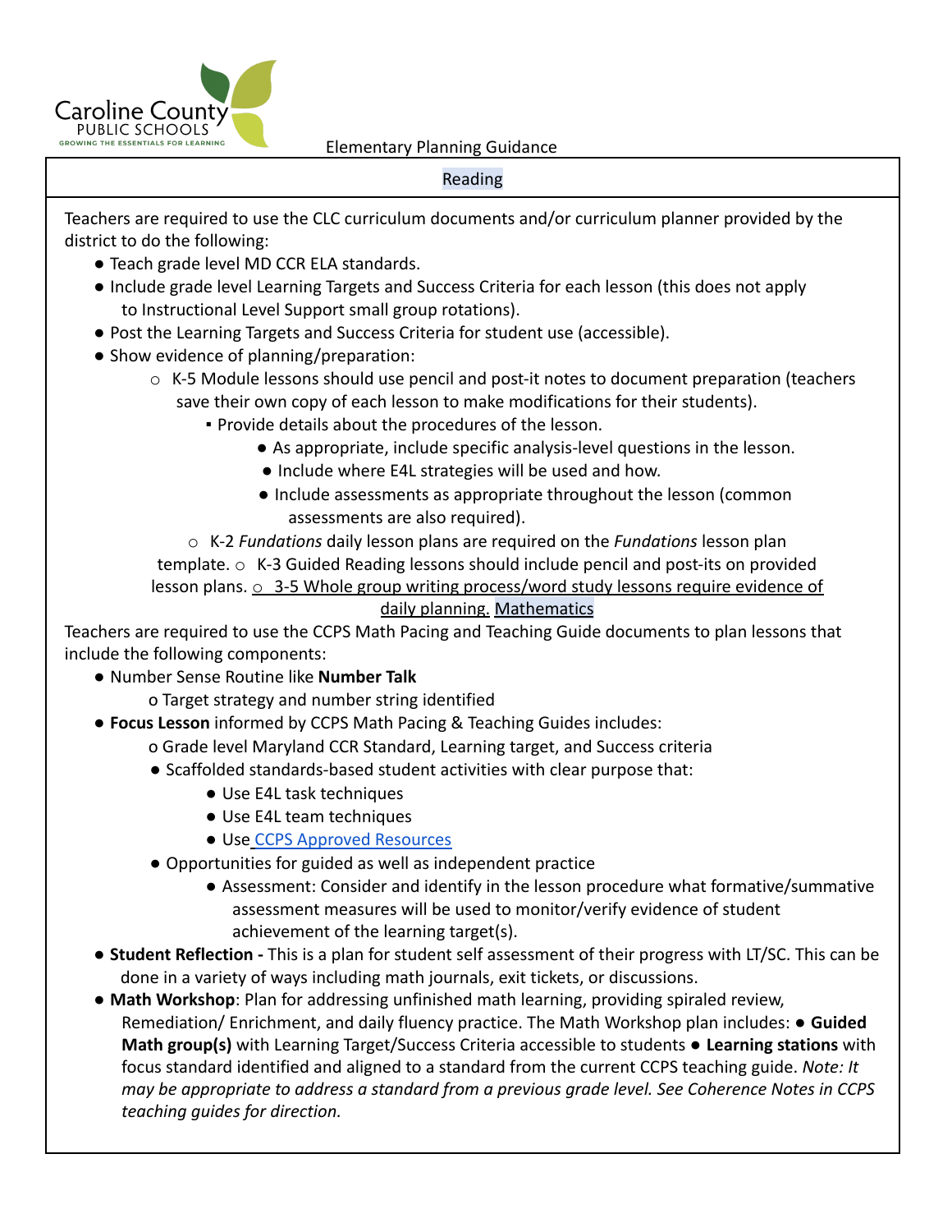Caroline County PUBLIC SCHOOLS
GROWING THE ESSENTIALS FOR LEARNING

# Elementary Planning Guidance

## Reading

Teachers are required to use the CLC curriculum documents and/or curriculum planner provided by the district to do the following:

- Teach grade level MD CCR ELA standards.
- Include grade level Learning Targets and Success Criteria for each lesson (this does not apply to Instructional Level Support small group rotations).
- Post the Learning Targets and Success Criteria for student use (accessible).
- Show evidence of planning/preparation:
    - K-5 Module lessons should use pencil and post-it notes to document preparation (teachers save their own copy of each lesson to make modifications for their students).
        - Provide details about the procedures of the lesson.
            - As appropriate, include specific analysis-level questions in the lesson.
            - Include where E4L strategies will be used and how.
            - Include assessments as appropriate throughout the lesson (common assessments are also required).
    - K-2 *Fundations* daily lesson plans are required on the *Fundations* lesson plan template.
    - K-3 Guided Reading lessons should include pencil and post-its on provided lesson plans.
    - 3-5 Whole group writing process/word study lessons require evidence of daily planning.

## Mathematics

Teachers are required to use the CCPS Math Pacing and Teaching Guide documents to plan lessons that include the following components:

- Number Sense Routine like **Number Talk**
    - Target strategy and number string identified
- **Focus Lesson** informed by CCPS Math Pacing & Teaching Guides includes:
    - Grade level Maryland CCR Standard, Learning target, and Success criteria
    - Scaffolded standards-based student activities with clear purpose that:
        - Use E4L task techniques
        - Use E4L team techniques
        - Use CCPS Approved Resources
    - Opportunities for guided as well as independent practice
        - Assessment: Consider and identify in the lesson procedure what formative/summative assessment measures will be used to monitor/verify evidence of student achievement of the learning target(s).
- **Student Reflection -** This is a plan for student self assessment of their progress with LT/SC. This can be done in a variety of ways including math journals, exit tickets, or discussions.
- **Math Workshop**: Plan for addressing unfinished math learning, providing spiraled review, Remediation/ Enrichment, and daily fluency practice. The Math Workshop plan includes:
    - **Guided Math group(s)** with Learning Target/Success Criteria accessible to students
    - **Learning stations** with focus standard identified and aligned to a standard from the current CCPS teaching guide. *Note: It may be appropriate to address a standard from a previous grade level. See Coherence Notes in CCPS teaching guides for direction.*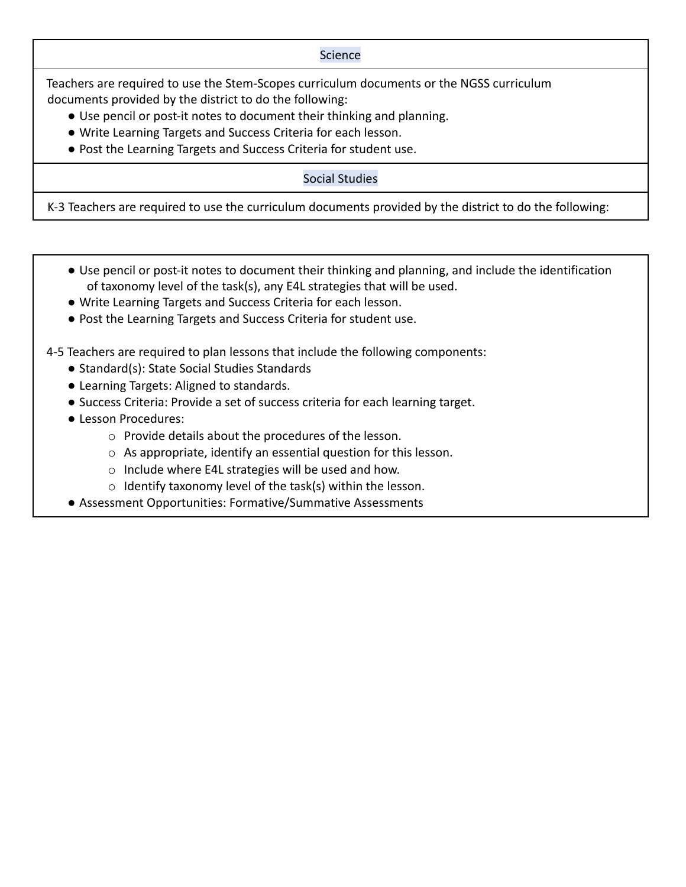## Science

Teachers are required to use the Stem-Scopes curriculum documents or the NGSS curriculum documents provided by the district to do the following:

- Use pencil or post-it notes to document their thinking and planning.
- Write Learning Targets and Success Criteria for each lesson.
- Post the Learning Targets and Success Criteria for student use.

## Social Studies

K-3 Teachers are required to use the curriculum documents provided by the district to do the following:

- Use pencil or post-it notes to document their thinking and planning, and include the identification of taxonomy level of the task(s), any E4L strategies that will be used.
- Write Learning Targets and Success Criteria for each lesson.
- Post the Learning Targets and Success Criteria for student use.

4-5 Teachers are required to plan lessons that include the following components:

- Standard(s): State Social Studies Standards
- Learning Targets: Aligned to standards.
- Success Criteria: Provide a set of success criteria for each learning target.
- Lesson Procedures:
  - Provide details about the procedures of the lesson.
  - As appropriate, identify an essential question for this lesson.
  - Include where E4L strategies will be used and how.
  - Identify taxonomy level of the task(s) within the lesson.
- Assessment Opportunities: Formative/Summative Assessments